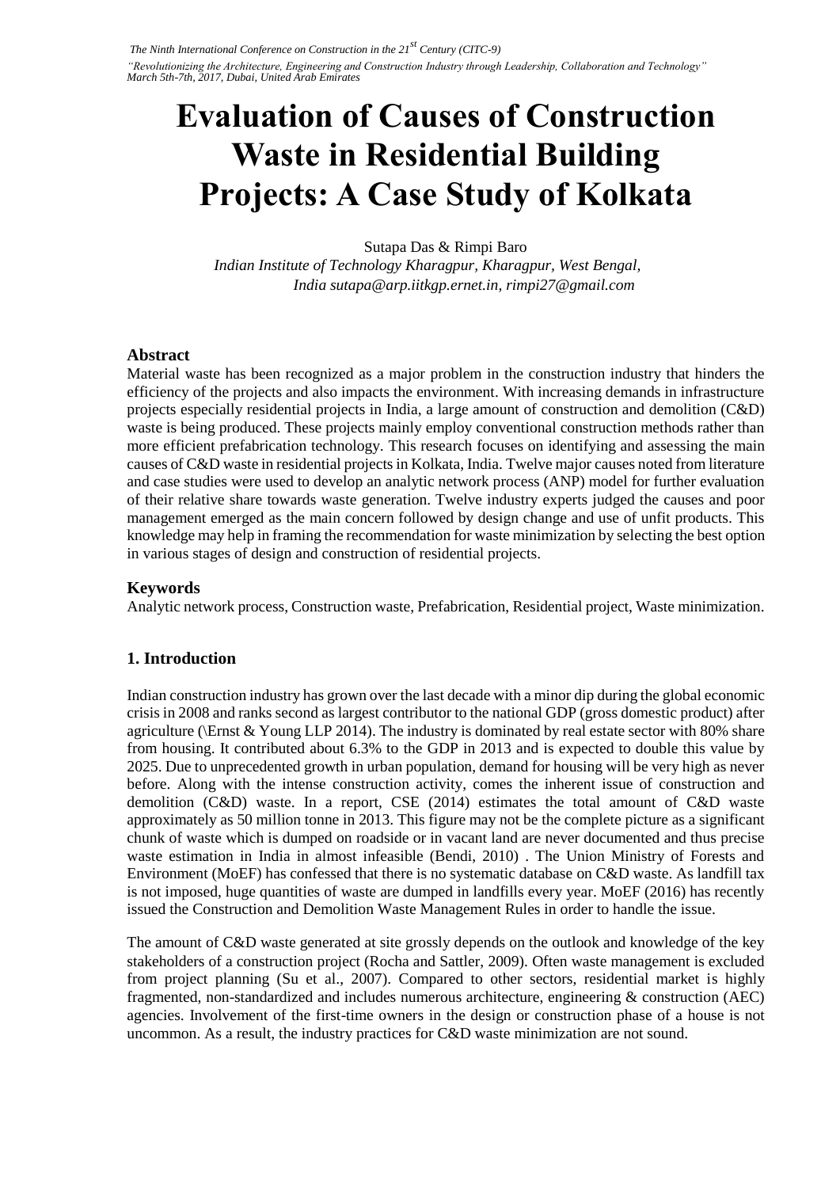# Evaluation of Causes of Construction Waste in Residential Building Projects: A Case Study of Kolkata

Sutapa Das & Rimpi Baro

*Indian Institute of Technology Kharagpur, Kharagpur, West Bengal, India sutapa@arp.iitkgp.ernet.in, rimpi27@gmail.com*

## Abstract

Material waste has been recognized as a major problem in the construction industry that hinders the efficiency of the projects and also impacts the environment. With increasing demands in infrastructure projects especially residential projects in India, a large amount of construction and demolition (C&D) waste is being produced. These projects mainly employ conventional construction methods rather than more efficient prefabrication technology. This research focuses on identifying and assessing the main causes of C&D waste in residential projects in Kolkata, India. Twelve major causes noted from literature and case studies were used to develop an analytic network process (ANP) model for further evaluation of their relative share towards waste generation. Twelve industry experts judged the causes and poor management emerged as the main concern followed by design change and use of unfit products. This knowledge may help in framing the recommendation for waste minimization by selecting the best option in various stages of design and construction of residential projects.

## Keywords

Analytic network process, Construction waste, Prefabrication, Residential project, Waste minimization.

## 1. Introduction

Indian construction industry has grown over the last decade with a minor dip during the global economic crisis in 2008 and ranks second as largest contributor to the national GDP (gross domestic product) after agriculture (\Ernst & Young LLP 2014). The industry is dominated by real estate sector with 80% share from housing. It contributed about 6.3% to the GDP in 2013 and is expected to double this value by 2025. Due to unprecedented growth in urban population, demand for housing will be very high as never before. Along with the intense construction activity, comes the inherent issue of construction and demolition (C&D) waste. In a report, CSE (2014) estimates the total amount of C&D waste approximately as 50 million tonne in 2013. This figure may not be the complete picture as a significant chunk of waste which is dumped on roadside or in vacant land are never documented and thus precise waste estimation in India in almost infeasible (Bendi, 2010) . The Union Ministry of Forests and Environment (MoEF) has confessed that there is no systematic database on C&D waste. As landfill tax is not imposed, huge quantities of waste are dumped in landfills every year. MoEF (2016) has recently issued the Construction and Demolition Waste Management Rules in order to handle the issue.

The amount of C&D waste generated at site grossly depends on the outlook and knowledge of the key stakeholders of a construction project (Rocha and Sattler, 2009). Often waste management is excluded from project planning (Su et al., 2007). Compared to other sectors, residential market is highly fragmented, non-standardized and includes numerous architecture, engineering & construction (AEC) agencies. Involvement of the first-time owners in the design or construction phase of a house is not uncommon. As a result, the industry practices for C&D waste minimization are not sound.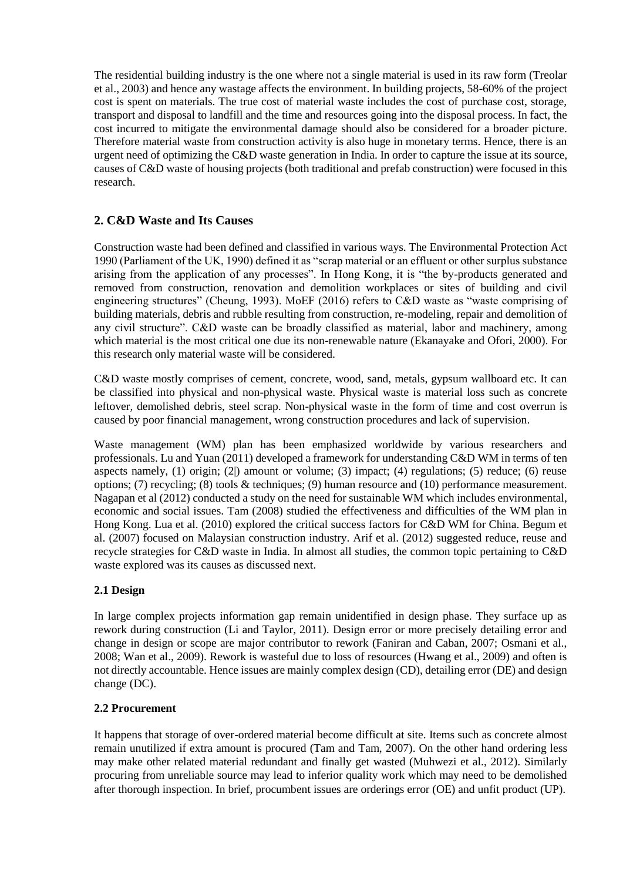The residential building industry is the one where not a single material is used in its raw form (Treolar et al., 2003) and hence any wastage affects the environment. In building projects, 58-60% of the project cost is spent on materials. The true cost of material waste includes the cost of purchase cost, storage, transport and disposal to landfill and the time and resources going into the disposal process. In fact, the cost incurred to mitigate the environmental damage should also be considered for a broader picture. Therefore material waste from construction activity is also huge in monetary terms. Hence, there is an urgent need of optimizing the C&D waste generation in India. In order to capture the issue at its source, causes of C&D waste of housing projects (both traditional and prefab construction) were focused in this research.

## 2. C&D Waste and Its Causes

Construction waste had been defined and classified in various ways. The Environmental Protection Act 1990 (Parliament of the UK, 1990) defined it as "scrap material or an effluent or other surplus substance arising from the application of any processes". In Hong Kong, it is "the by-products generated and removed from construction, renovation and demolition workplaces or sites of building and civil engineering structures" (Cheung, 1993). MoEF (2016) refers to C&D waste as "waste comprising of building materials, debris and rubble resulting from construction, re-modeling, repair and demolition of any civil structure". C&D waste can be broadly classified as material, labor and machinery, among which material is the most critical one due its non-renewable nature (Ekanayake and Ofori, 2000). For this research only material waste will be considered.

C&D waste mostly comprises of cement, concrete, wood, sand, metals, gypsum wallboard etc. It can be classified into physical and non-physical waste. Physical waste is material loss such as concrete leftover, demolished debris, steel scrap. Non-physical waste in the form of time and cost overrun is caused by poor financial management, wrong construction procedures and lack of supervision.

Waste management (WM) plan has been emphasized worldwide by various researchers and professionals. Lu and Yuan (2011) developed a framework for understanding C&D WM in terms of ten aspects namely, (1) origin; (2|) amount or volume; (3) impact; (4) regulations; (5) reduce; (6) reuse options; (7) recycling; (8) tools & techniques; (9) human resource and (10) performance measurement. Nagapan et al (2012) conducted a study on the need for sustainable WM which includes environmental, economic and social issues. Tam (2008) studied the effectiveness and difficulties of the WM plan in Hong Kong. Lua et al. (2010) explored the critical success factors for C&D WM for China. Begum et al. (2007) focused on Malaysian construction industry. Arif et al. (2012) suggested reduce, reuse and recycle strategies for C&D waste in India. In almost all studies, the common topic pertaining to C&D waste explored was its causes as discussed next.

### 2.1 Design

In large complex projects information gap remain unidentified in design phase. They surface up as rework during construction (Li and Taylor, 2011). Design error or more precisely detailing error and change in design or scope are major contributor to rework (Faniran and Caban, 2007; Osmani et al., 2008; Wan et al., 2009). Rework is wasteful due to loss of resources (Hwang et al., 2009) and often is not directly accountable. Hence issues are mainly complex design (CD), detailing error (DE) and design change (DC).

### 2.2 Procurement

It happens that storage of over-ordered material become difficult at site. Items such as concrete almost remain unutilized if extra amount is procured (Tam and Tam, 2007). On the other hand ordering less may make other related material redundant and finally get wasted (Muhwezi et al., 2012). Similarly procuring from unreliable source may lead to inferior quality work which may need to be demolished after thorough inspection. In brief, procumbent issues are orderings error (OE) and unfit product (UP).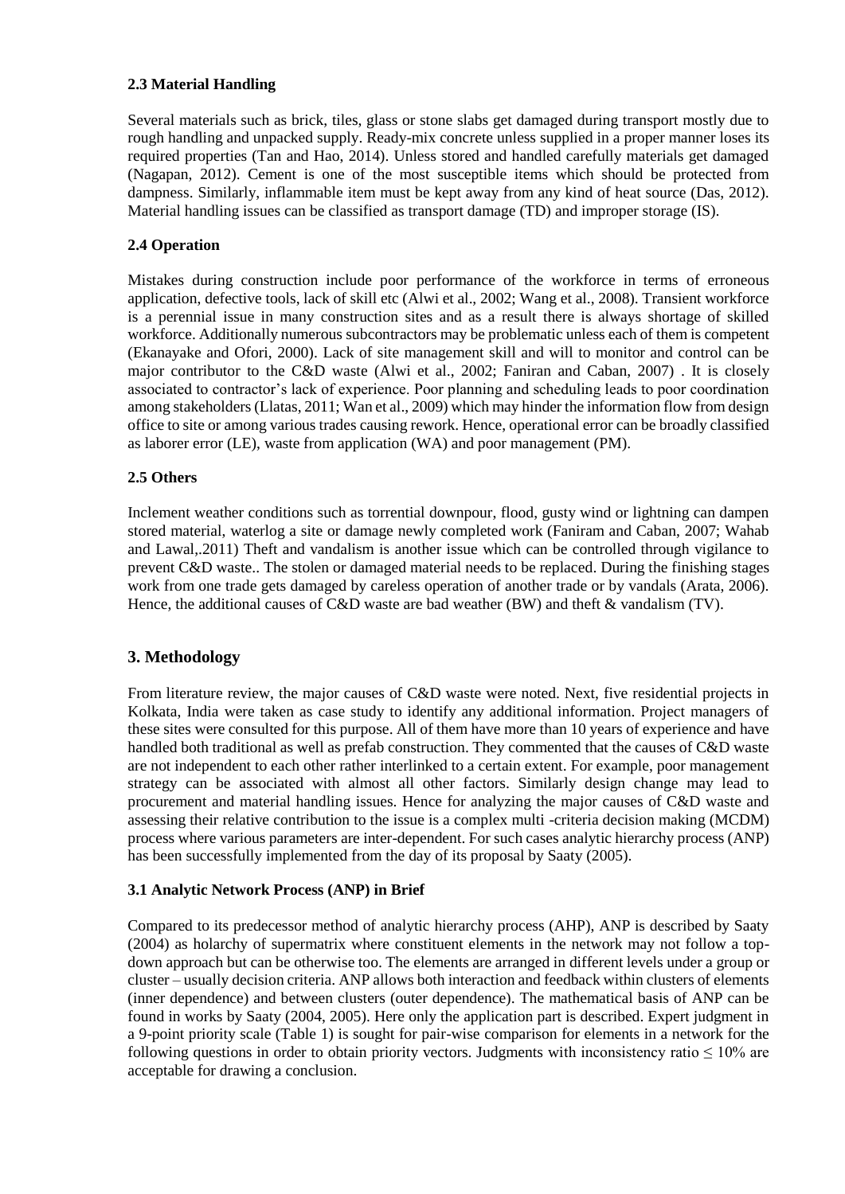### 2.3 Material Handling

Several materials such as brick, tiles, glass or stone slabs get damaged during transport mostly due to rough handling and unpacked supply. Ready-mix concrete unless supplied in a proper manner loses its required properties (Tan and Hao, 2014). Unless stored and handled carefully materials get damaged (Nagapan, 2012). Cement is one of the most susceptible items which should be protected from dampness. Similarly, inflammable item must be kept away from any kind of heat source (Das, 2012). Material handling issues can be classified as transport damage (TD) and improper storage (IS).

### 2.4 Operation

Mistakes during construction include poor performance of the workforce in terms of erroneous application, defective tools, lack of skill etc (Alwi et al., 2002; Wang et al., 2008). Transient workforce is a perennial issue in many construction sites and as a result there is always shortage of skilled workforce. Additionally numerous subcontractors may be problematic unless each of them is competent (Ekanayake and Ofori, 2000). Lack of site management skill and will to monitor and control can be major contributor to the C&D waste (Alwi et al., 2002; Faniran and Caban, 2007) . It is closely associated to contractor's lack of experience. Poor planning and scheduling leads to poor coordination among stakeholders (Llatas, 2011; Wan et al., 2009) which may hinder the information flow from design office to site or among various trades causing rework. Hence, operational error can be broadly classified as laborer error (LE), waste from application (WA) and poor management (PM).

### 2.5 Others

Inclement weather conditions such as torrential downpour, flood, gusty wind or lightning can dampen stored material, waterlog a site or damage newly completed work (Faniram and Caban, 2007; Wahab and Lawal,.2011) Theft and vandalism is another issue which can be controlled through vigilance to prevent C&D waste.. The stolen or damaged material needs to be replaced. During the finishing stages work from one trade gets damaged by careless operation of another trade or by vandals (Arata, 2006). Hence, the additional causes of C&D waste are bad weather (BW) and theft & vandalism (TV).

## 3. Methodology

From literature review, the major causes of C&D waste were noted. Next, five residential projects in Kolkata, India were taken as case study to identify any additional information. Project managers of these sites were consulted for this purpose. All of them have more than 10 years of experience and have handled both traditional as well as prefab construction. They commented that the causes of C&D waste are not independent to each other rather interlinked to a certain extent. For example, poor management strategy can be associated with almost all other factors. Similarly design change may lead to procurement and material handling issues. Hence for analyzing the major causes of C&D waste and assessing their relative contribution to the issue is a complex multi -criteria decision making (MCDM) process where various parameters are inter-dependent. For such cases analytic hierarchy process (ANP) has been successfully implemented from the day of its proposal by Saaty (2005).

### 3.1 Analytic Network Process (ANP) in Brief

Compared to its predecessor method of analytic hierarchy process (AHP), ANP is described by Saaty (2004) as holarchy of supermatrix where constituent elements in the network may not follow a top-down approach but can be otherwise too. The elements are arranged in different levels under a group or cluster – usually decision criteria. ANP allows both interaction and feedback within clusters of elements (inner dependence) and between clusters (outer dependence). The mathematical basis of ANP can be found in works by Saaty (2004, 2005). Here only the application part is described. Expert judgment in a 9-point priority scale (Table 1) is sought for pair-wise comparison for elements in a network for the following questions in order to obtain priority vectors. Judgments with inconsistency ratio $\leq 10\%$ are acceptable for drawing a conclusion.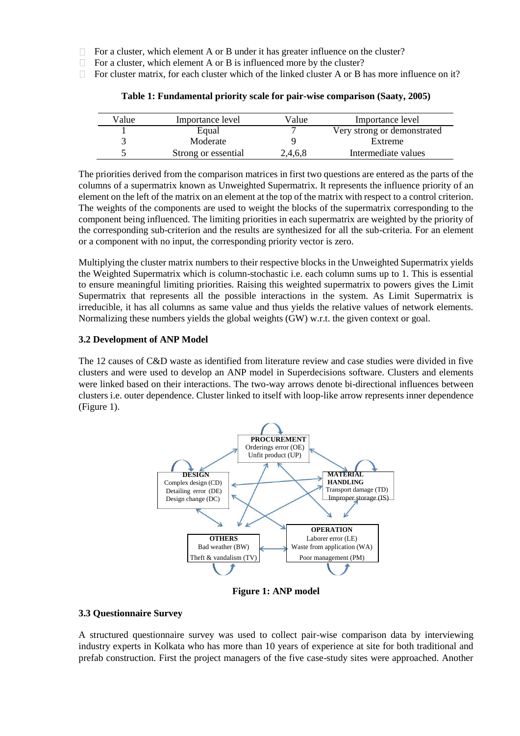- For a cluster, which element A or B under it has greater influence on the cluster?
- For a cluster, which element A or B is influenced more by the cluster?
- For cluster matrix, for each cluster which of the linked cluster A or B has more influence on it?

**Table 1: Fundamental priority scale for pair-wise comparison (Saaty, 2005)**

| Value | Importance level | Value | Importance level |
|---|---|---|---|
| 1 | Equal | 7 | Very strong or demonstrated |
| 3 | Moderate | 9 | Extreme |
| 5 | Strong or essential | 2,4,6,8 | Intermediate values |

The priorities derived from the comparison matrices in first two questions are entered as the parts of the columns of a supermatrix known as Unweighted Supermatrix. It represents the influence priority of an element on the left of the matrix on an element at the top of the matrix with respect to a control criterion. The weights of the components are used to weight the blocks of the supermatrix corresponding to the component being influenced. The limiting priorities in each supermatrix are weighted by the priority of the corresponding sub-criterion and the results are synthesized for all the sub-criteria. For an element or a component with no input, the corresponding priority vector is zero.

Multiplying the cluster matrix numbers to their respective blocks in the Unweighted Supermatrix yields the Weighted Supermatrix which is column-stochastic i.e. each column sums up to 1. This is essential to ensure meaningful limiting priorities. Raising this weighted supermatrix to powers gives the Limit Supermatrix that represents all the possible interactions in the system. As Limit Supermatrix is irreducible, it has all columns as same value and thus yields the relative values of network elements. Normalizing these numbers yields the global weights (GW) w.r.t. the given context or goal.

### 3.2 Development of ANP Model

The 12 causes of C&D waste as identified from literature review and case studies were divided in five clusters and were used to develop an ANP model in Superdecisions software. Clusters and elements were linked based on their interactions. The two-way arrows denote bi-directional influences between clusters i.e. outer dependence. Cluster linked to itself with loop-like arrow represents inner dependence (Figure 1).

PROCUREMENT
Orderings error (OE)
Unfit product (UP)

DESIGN
Complex design (CD)
Detailing error (DE)
Design change (DC)

MATERIAL HANDLING
Transport damage (TD)
Improper storage (IS)

OTHERS
Bad weather (BW)
Theft & vandalism (TV)

OPERATION
Laborer error (LE)
Waste from application (WA)
Poor management (PM)

**Figure 1: ANP model**

### 3.3 Questionnaire Survey

A structured questionnaire survey was used to collect pair-wise comparison data by interviewing industry experts in Kolkata who has more than 10 years of experience at site for both traditional and prefab construction. First the project managers of the five case-study sites were approached. Another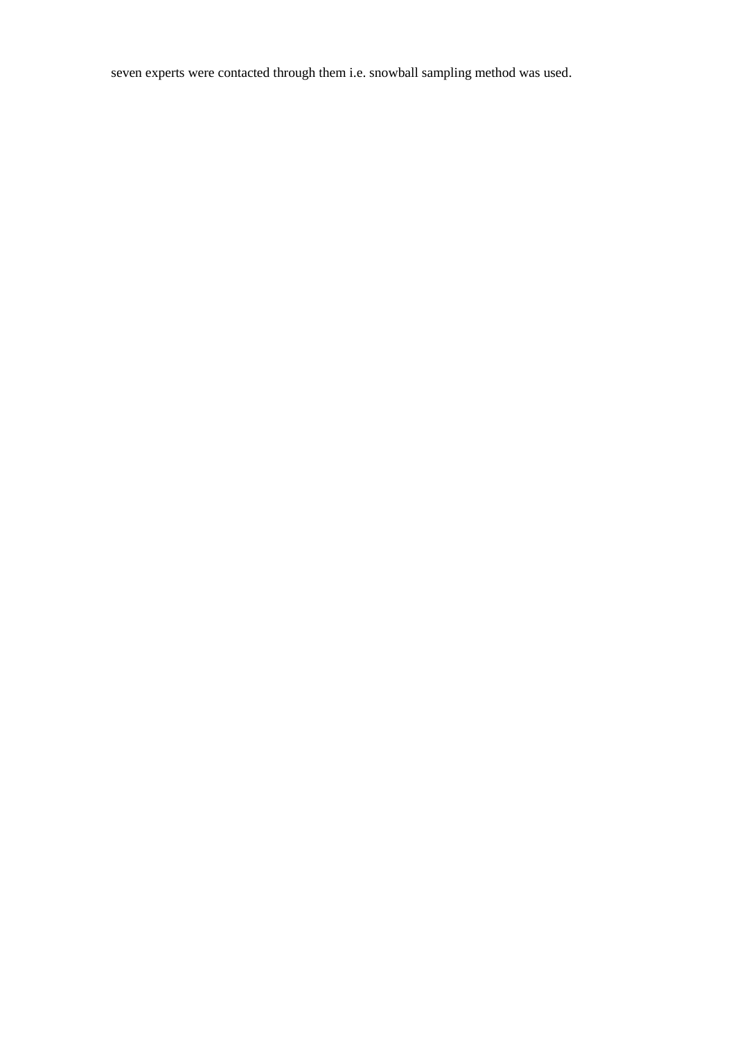seven experts were contacted through them i.e. snowball sampling method was used.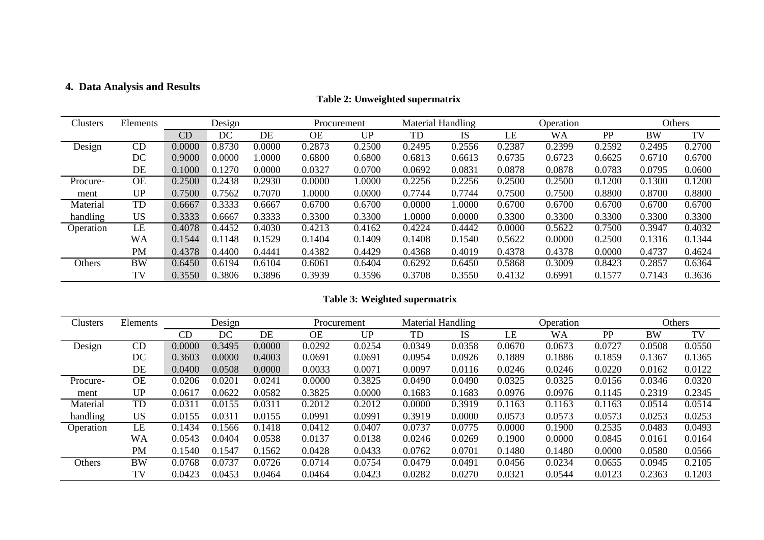## 4. Data Analysis and Results

**Table 2: Unweighted supermatrix**

| Clusters | Elements | Design | | | Procurement | | Material Handling | | Operation | | | Others | |
|---|---|---|---|---|---|---|---|---|---|---|---|---|---|
| | | CD | DC | DE | OE | UP | TD | IS | LE | WA | PP | BW | TV |
| Design | CD | 0.0000 | 0.8730 | 0.0000 | 0.2873 | 0.2500 | 0.2495 | 0.2556 | 0.2387 | 0.2399 | 0.2592 | 0.2495 | 0.2700 |
| | DC | 0.9000 | 0.0000 | 1.0000 | 0.6800 | 0.6800 | 0.6813 | 0.6613 | 0.6735 | 0.6723 | 0.6625 | 0.6710 | 0.6700 |
| | DE | 0.1000 | 0.1270 | 0.0000 | 0.0327 | 0.0700 | 0.0692 | 0.0831 | 0.0878 | 0.0878 | 0.0783 | 0.0795 | 0.0600 |
| Procure-ment | OE | 0.2500 | 0.2438 | 0.2930 | 0.0000 | 1.0000 | 0.2256 | 0.2256 | 0.2500 | 0.2500 | 0.1200 | 0.1300 | 0.1200 |
| | UP | 0.7500 | 0.7562 | 0.7070 | 1.0000 | 0.0000 | 0.7744 | 0.7744 | 0.7500 | 0.7500 | 0.8800 | 0.8700 | 0.8800 |
| Material handling | TD | 0.6667 | 0.3333 | 0.6667 | 0.6700 | 0.6700 | 0.0000 | 1.0000 | 0.6700 | 0.6700 | 0.6700 | 0.6700 | 0.6700 |
| | US | 0.3333 | 0.6667 | 0.3333 | 0.3300 | 0.3300 | 1.0000 | 0.0000 | 0.3300 | 0.3300 | 0.3300 | 0.3300 | 0.3300 |
| Operation | LE | 0.4078 | 0.4452 | 0.4030 | 0.4213 | 0.4162 | 0.4224 | 0.4442 | 0.0000 | 0.5622 | 0.7500 | 0.3947 | 0.4032 |
| | WA | 0.1544 | 0.1148 | 0.1529 | 0.1404 | 0.1409 | 0.1408 | 0.1540 | 0.5622 | 0.0000 | 0.2500 | 0.1316 | 0.1344 |
| | PM | 0.4378 | 0.4400 | 0.4441 | 0.4382 | 0.4429 | 0.4368 | 0.4019 | 0.4378 | 0.4378 | 0.0000 | 0.4737 | 0.4624 |
| Others | BW | 0.6450 | 0.6194 | 0.6104 | 0.6061 | 0.6404 | 0.6292 | 0.6450 | 0.5868 | 0.3009 | 0.8423 | 0.2857 | 0.6364 |
| | TV | 0.3550 | 0.3806 | 0.3896 | 0.3939 | 0.3596 | 0.3708 | 0.3550 | 0.4132 | 0.6991 | 0.1577 | 0.7143 | 0.3636 |

**Table 3: Weighted supermatrix**

| Clusters | Elements | Design | | | Procurement | | Material Handling | | Operation | | | Others | |
|---|---|---|---|---|---|---|---|---|---|---|---|---|---|
| | | CD | DC | DE | OE | UP | TD | IS | LE | WA | PP | BW | TV |
| Design | CD | 0.0000 | 0.3495 | 0.0000 | 0.0292 | 0.0254 | 0.0349 | 0.0358 | 0.0670 | 0.0673 | 0.0727 | 0.0508 | 0.0550 |
| | DC | 0.3603 | 0.0000 | 0.4003 | 0.0691 | 0.0691 | 0.0954 | 0.0926 | 0.1889 | 0.1886 | 0.1859 | 0.1367 | 0.1365 |
| | DE | 0.0400 | 0.0508 | 0.0000 | 0.0033 | 0.0071 | 0.0097 | 0.0116 | 0.0246 | 0.0246 | 0.0220 | 0.0162 | 0.0122 |
| Procure-ment | OE | 0.0206 | 0.0201 | 0.0241 | 0.0000 | 0.3825 | 0.0490 | 0.0490 | 0.0325 | 0.0325 | 0.0156 | 0.0346 | 0.0320 |
| | UP | 0.0617 | 0.0622 | 0.0582 | 0.3825 | 0.0000 | 0.1683 | 0.1683 | 0.0976 | 0.0976 | 0.1145 | 0.2319 | 0.2345 |
| Material handling | TD | 0.0311 | 0.0155 | 0.0311 | 0.2012 | 0.2012 | 0.0000 | 0.3919 | 0.1163 | 0.1163 | 0.1163 | 0.0514 | 0.0514 |
| | US | 0.0155 | 0.0311 | 0.0155 | 0.0991 | 0.0991 | 0.3919 | 0.0000 | 0.0573 | 0.0573 | 0.0573 | 0.0253 | 0.0253 |
| Operation | LE | 0.1434 | 0.1566 | 0.1418 | 0.0412 | 0.0407 | 0.0737 | 0.0775 | 0.0000 | 0.1900 | 0.2535 | 0.0483 | 0.0493 |
| | WA | 0.0543 | 0.0404 | 0.0538 | 0.0137 | 0.0138 | 0.0246 | 0.0269 | 0.1900 | 0.0000 | 0.0845 | 0.0161 | 0.0164 |
| | PM | 0.1540 | 0.1547 | 0.1562 | 0.0428 | 0.0433 | 0.0762 | 0.0701 | 0.1480 | 0.1480 | 0.0000 | 0.0580 | 0.0566 |
| Others | BW | 0.0768 | 0.0737 | 0.0726 | 0.0714 | 0.0754 | 0.0479 | 0.0491 | 0.0456 | 0.0234 | 0.0655 | 0.0945 | 0.2105 |
| | TV | 0.0423 | 0.0453 | 0.0464 | 0.0464 | 0.0423 | 0.0282 | 0.0270 | 0.0321 | 0.0544 | 0.0123 | 0.2363 | 0.1203 |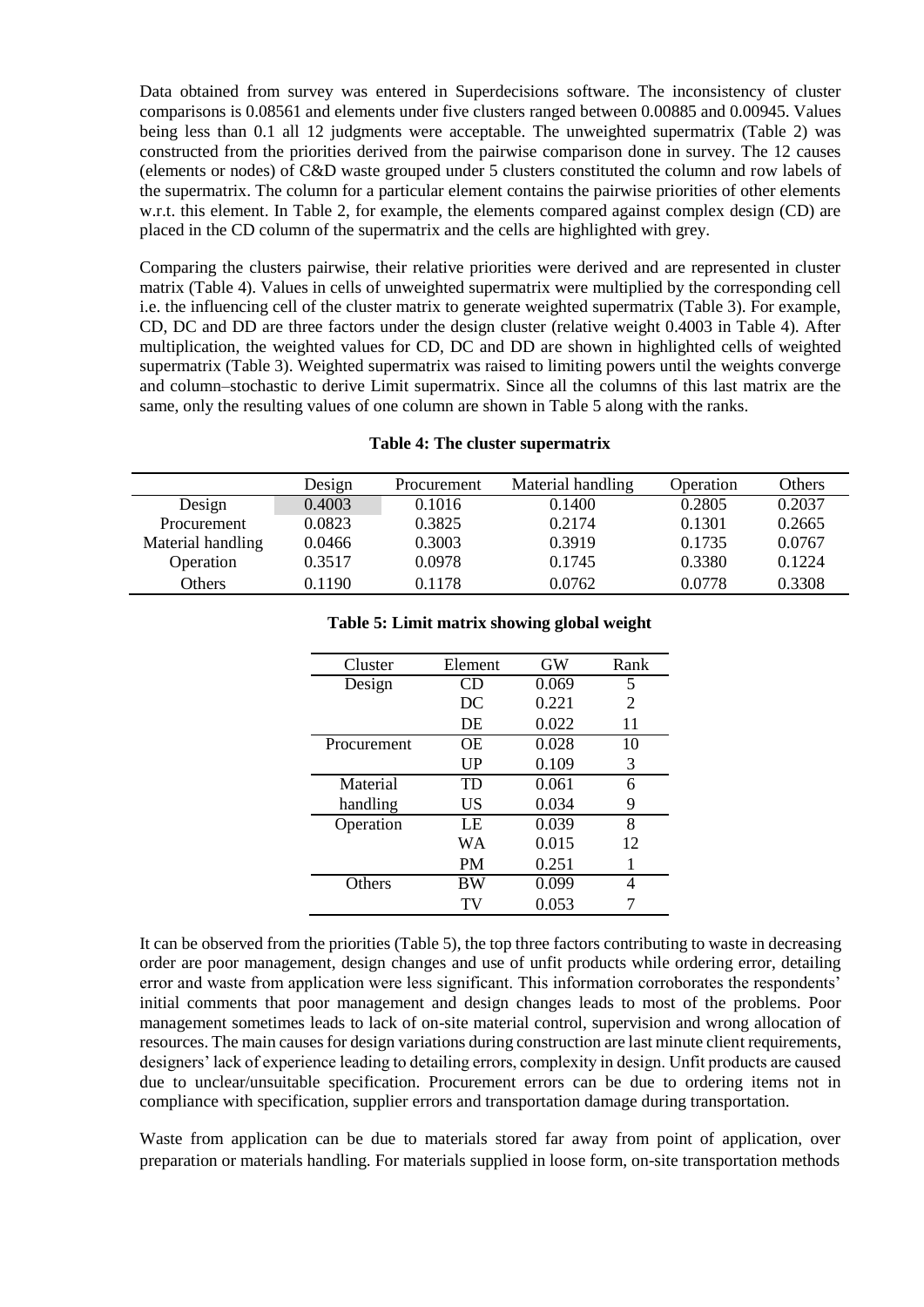Data obtained from survey was entered in Superdecisions software. The inconsistency of cluster comparisons is 0.08561 and elements under five clusters ranged between 0.00885 and 0.00945. Values being less than 0.1 all 12 judgments were acceptable. The unweighted supermatrix (Table 2) was constructed from the priorities derived from the pairwise comparison done in survey. The 12 causes (elements or nodes) of C&D waste grouped under 5 clusters constituted the column and row labels of the supermatrix. The column for a particular element contains the pairwise priorities of other elements w.r.t. this element. In Table 2, for example, the elements compared against complex design (CD) are placed in the CD column of the supermatrix and the cells are highlighted with grey.

Comparing the clusters pairwise, their relative priorities were derived and are represented in cluster matrix (Table 4). Values in cells of unweighted supermatrix were multiplied by the corresponding cell i.e. the influencing cell of the cluster matrix to generate weighted supermatrix (Table 3). For example, CD, DC and DD are three factors under the design cluster (relative weight 0.4003 in Table 4). After multiplication, the weighted values for CD, DC and DD are shown in highlighted cells of weighted supermatrix (Table 3). Weighted supermatrix was raised to limiting powers until the weights converge and column–stochastic to derive Limit supermatrix. Since all the columns of this last matrix are the same, only the resulting values of one column are shown in Table 5 along with the ranks.

**Table 4: The cluster supermatrix**

| | Design | Procurement | Material handling | Operation | Others |
|---|---|---|---|---|---|
| Design | 0.4003 | 0.1016 | 0.1400 | 0.2805 | 0.2037 |
| Procurement | 0.0823 | 0.3825 | 0.2174 | 0.1301 | 0.2665 |
| Material handling | 0.0466 | 0.3003 | 0.3919 | 0.1735 | 0.0767 |
| Operation | 0.3517 | 0.0978 | 0.1745 | 0.3380 | 0.1224 |
| Others | 0.1190 | 0.1178 | 0.0762 | 0.0778 | 0.3308 |

**Table 5: Limit matrix showing global weight**

| Cluster | Element | GW | Rank |
|---|---|---|---|
| Design | CD | 0.069 | 5 |
| | DC | 0.221 | 2 |
| | DE | 0.022 | 11 |
| Procurement | OE | 0.028 | 10 |
| | UP | 0.109 | 3 |
| Material handling | TD | 0.061 | 6 |
| | US | 0.034 | 9 |
| Operation | LE | 0.039 | 8 |
| | WA | 0.015 | 12 |
| | PM | 0.251 | 1 |
| Others | BW | 0.099 | 4 |
| | TV | 0.053 | 7 |

It can be observed from the priorities (Table 5), the top three factors contributing to waste in decreasing order are poor management, design changes and use of unfit products while ordering error, detailing error and waste from application were less significant. This information corroborates the respondents' initial comments that poor management and design changes leads to most of the problems. Poor management sometimes leads to lack of on-site material control, supervision and wrong allocation of resources. The main causes for design variations during construction are last minute client requirements, designers' lack of experience leading to detailing errors, complexity in design. Unfit products are caused due to unclear/unsuitable specification. Procurement errors can be due to ordering items not in compliance with specification, supplier errors and transportation damage during transportation.

Waste from application can be due to materials stored far away from point of application, over preparation or materials handling. For materials supplied in loose form, on-site transportation methods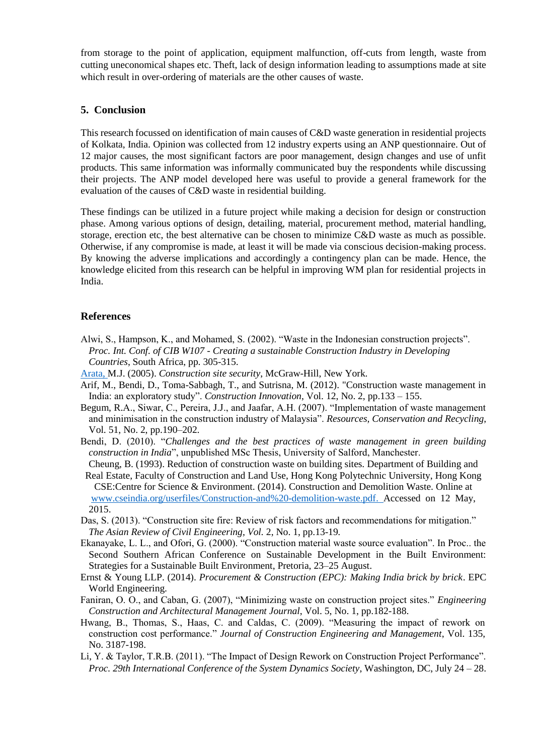from storage to the point of application, equipment malfunction, off-cuts from length, waste from cutting uneconomical shapes etc. Theft, lack of design information leading to assumptions made at site which result in over-ordering of materials are the other causes of waste.

## 5. Conclusion

This research focussed on identification of main causes of C&D waste generation in residential projects of Kolkata, India. Opinion was collected from 12 industry experts using an ANP questionnaire. Out of 12 major causes, the most significant factors are poor management, design changes and use of unfit products. This same information was informally communicated buy the respondents while discussing their projects. The ANP model developed here was useful to provide a general framework for the evaluation of the causes of C&D waste in residential building.

These findings can be utilized in a future project while making a decision for design or construction phase. Among various options of design, detailing, material, procurement method, material handling, storage, erection etc, the best alternative can be chosen to minimize C&D waste as much as possible. Otherwise, if any compromise is made, at least it will be made via conscious decision-making process. By knowing the adverse implications and accordingly a contingency plan can be made. Hence, the knowledge elicited from this research can be helpful in improving WM plan for residential projects in India.

## References

Alwi, S., Hampson, K., and Mohamed, S. (2002). "Waste in the Indonesian construction projects". *Proc. Int. Conf. of CIB W107 - Creating a sustainable Construction Industry in Developing Countries*, South Africa, pp. 305-315.

Arata, M.J. (2005). *Construction site security*, McGraw-Hill, New York.

Arif, M., Bendi, D., Toma-Sabbagh, T., and Sutrisna, M. (2012). "Construction waste management in India: an exploratory study". *Construction Innovation*, Vol. 12, No. 2, pp.133 – 155.

Begum, R.A., Siwar, C., Pereira, J.J., and Jaafar, A.H. (2007). "Implementation of waste management and minimisation in the construction industry of Malaysia". *Resources, Conservation and Recycling*, Vol. 51, No. 2, pp.190–202.

Bendi, D. (2010). "*Challenges and the best practices of waste management in green building construction in India*", unpublished MSc Thesis, University of Salford, Manchester.

Cheung, B. (1993). Reduction of construction waste on building sites. Department of Building and Real Estate, Faculty of Construction and Land Use, Hong Kong Polytechnic University, Hong Kong

CSE:Centre for Science & Environment. (2014). Construction and Demolition Waste. Online at www.cseindia.org/userfiles/Construction-and%20-demolition-waste.pdf. Accessed on 12 May, 2015.

Das, S. (2013). "Construction site fire: Review of risk factors and recommendations for mitigation." *The Asian Review of Civil Engineering, Vol.* 2, No. 1, pp.13-19.

Ekanayake, L. L., and Ofori, G. (2000). "Construction material waste source evaluation". In Proc.. the Second Southern African Conference on Sustainable Development in the Built Environment: Strategies for a Sustainable Built Environment, Pretoria, 23–25 August.

Ernst & Young LLP. (2014). *Procurement & Construction (EPC): Making India brick by brick*. EPC World Engineering.

Faniran, O. O., and Caban, G. (2007), "Minimizing waste on construction project sites." *Engineering Construction and Architectural Management Journal*, Vol. 5, No. 1, pp.182-188.

Hwang, B., Thomas, S., Haas, C. and Caldas, C. (2009). "Measuring the impact of rework on construction cost performance." *Journal of Construction Engineering and Management*, Vol. 135, No. 3187-198.

Li, Y. & Taylor, T.R.B. (2011). "The Impact of Design Rework on Construction Project Performance". *Proc. 29th International Conference of the System Dynamics Society*, Washington, DC, July 24 – 28.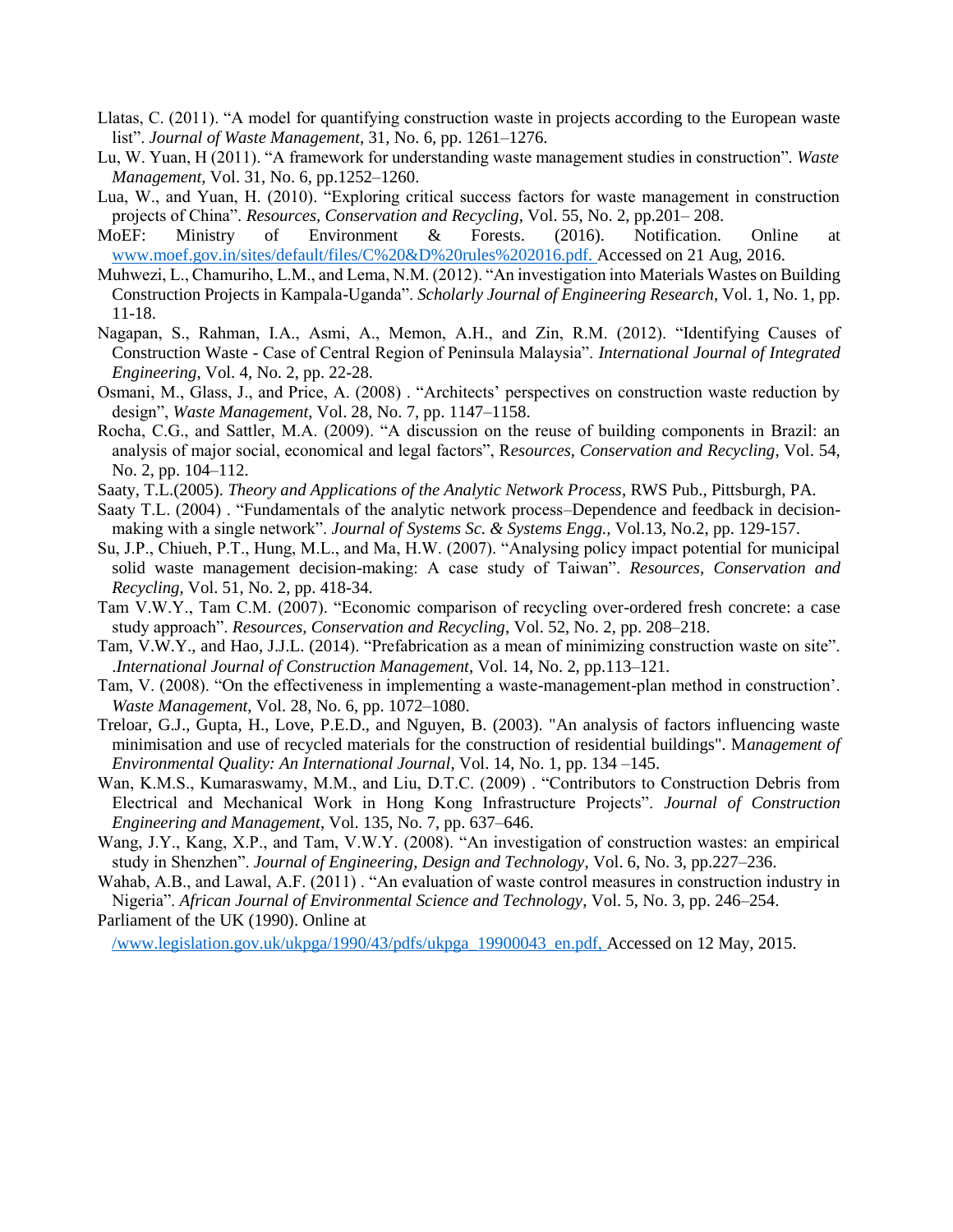Llatas, C. (2011). “A model for quantifying construction waste in projects according to the European waste list”. *Journal of Waste Management*, 31, No. 6, pp. 1261–1276.

Lu, W. Yuan, H (2011). “A framework for understanding waste management studies in construction”. *Waste Management,* Vol. 31, No. 6, pp.1252–1260.

Lua, W., and Yuan, H. (2010). “Exploring critical success factors for waste management in construction projects of China”. *Resources, Conservation and Recycling*, Vol. 55, No. 2, pp.201– 208.

MoEF: Ministry of Environment & Forests. (2016). Notification. Online at www.moef.gov.in/sites/default/files/C%20&D%20rules%202016.pdf. Accessed on 21 Aug, 2016.

Muhwezi, L., Chamuriho, L.M., and Lema, N.M. (2012). “An investigation into Materials Wastes on Building Construction Projects in Kampala-Uganda”. *Scholarly Journal of Engineering Research*, Vol. 1, No. 1, pp. 11-18.

Nagapan, S., Rahman, I.A., Asmi, A., Memon, A.H., and Zin, R.M. (2012). “Identifying Causes of Construction Waste - Case of Central Region of Peninsula Malaysia”. *International Journal of Integrated Engineering*, Vol. 4, No. 2, pp. 22-28.

Osmani, M., Glass, J., and Price, A. (2008) . “Architects’ perspectives on construction waste reduction by design”, *Waste Management*, Vol. 28, No. 7, pp. 1147–1158.

Rocha, C.G., and Sattler, M.A. (2009). “A discussion on the reuse of building components in Brazil: an analysis of major social, economical and legal factors”, R*esources, Conservation and Recycling*, Vol. 54, No. 2, pp. 104–112.

Saaty, T.L.(2005). *Theory and Applications of the Analytic Network Process*, RWS Pub., Pittsburgh, PA.

Saaty T.L. (2004) . “Fundamentals of the analytic network process–Dependence and feedback in decision-making with a single network”. *Journal of Systems Sc. & Systems Engg.,* Vol.13, No.2, pp. 129-157.

Su, J.P., Chiueh, P.T., Hung, M.L., and Ma, H.W. (2007). “Analysing policy impact potential for municipal solid waste management decision-making: A case study of Taiwan”. *Resources, Conservation and Recycling*, Vol. 51, No. 2, pp. 418-34.

Tam V.W.Y., Tam C.M. (2007). “Economic comparison of recycling over-ordered fresh concrete: a case study approach”. *Resources, Conservation and Recycling*, Vol. 52, No. 2, pp. 208–218.

Tam, V.W.Y., and Hao, J.J.L. (2014). “Prefabrication as a mean of minimizing construction waste on site”. .*International Journal of Construction Management*, Vol. 14, No. 2, pp.113–121.

Tam, V. (2008). “On the effectiveness in implementing a waste-management-plan method in construction’. *Waste Management*, Vol. 28, No. 6, pp. 1072–1080.

Treloar, G.J., Gupta, H., Love, P.E.D., and Nguyen, B. (2003). "An analysis of factors influencing waste minimisation and use of recycled materials for the construction of residential buildings". M*anagement of Environmental Quality: An International Journal*, Vol. 14, No. 1, pp. 134 –145.

Wan, K.M.S., Kumaraswamy, M.M., and Liu, D.T.C. (2009) . “Contributors to Construction Debris from Electrical and Mechanical Work in Hong Kong Infrastructure Projects”. *Journal of Construction Engineering and Management*, Vol. 135, No. 7, pp. 637–646.

Wang, J.Y., Kang, X.P., and Tam, V.W.Y. (2008). “An investigation of construction wastes: an empirical study in Shenzhen”. *Journal of Engineering, Design and Technology,* Vol. 6, No. 3, pp.227–236.

Wahab, A.B., and Lawal, A.F. (2011) . “An evaluation of waste control measures in construction industry in Nigeria”. *African Journal of Environmental Science and Technology*, Vol. 5, No. 3, pp. 246–254.

Parliament of the UK (1990). Online at /www.legislation.gov.uk/ukpga/1990/43/pdfs/ukpga_19900043_en.pdf, Accessed on 12 May, 2015.